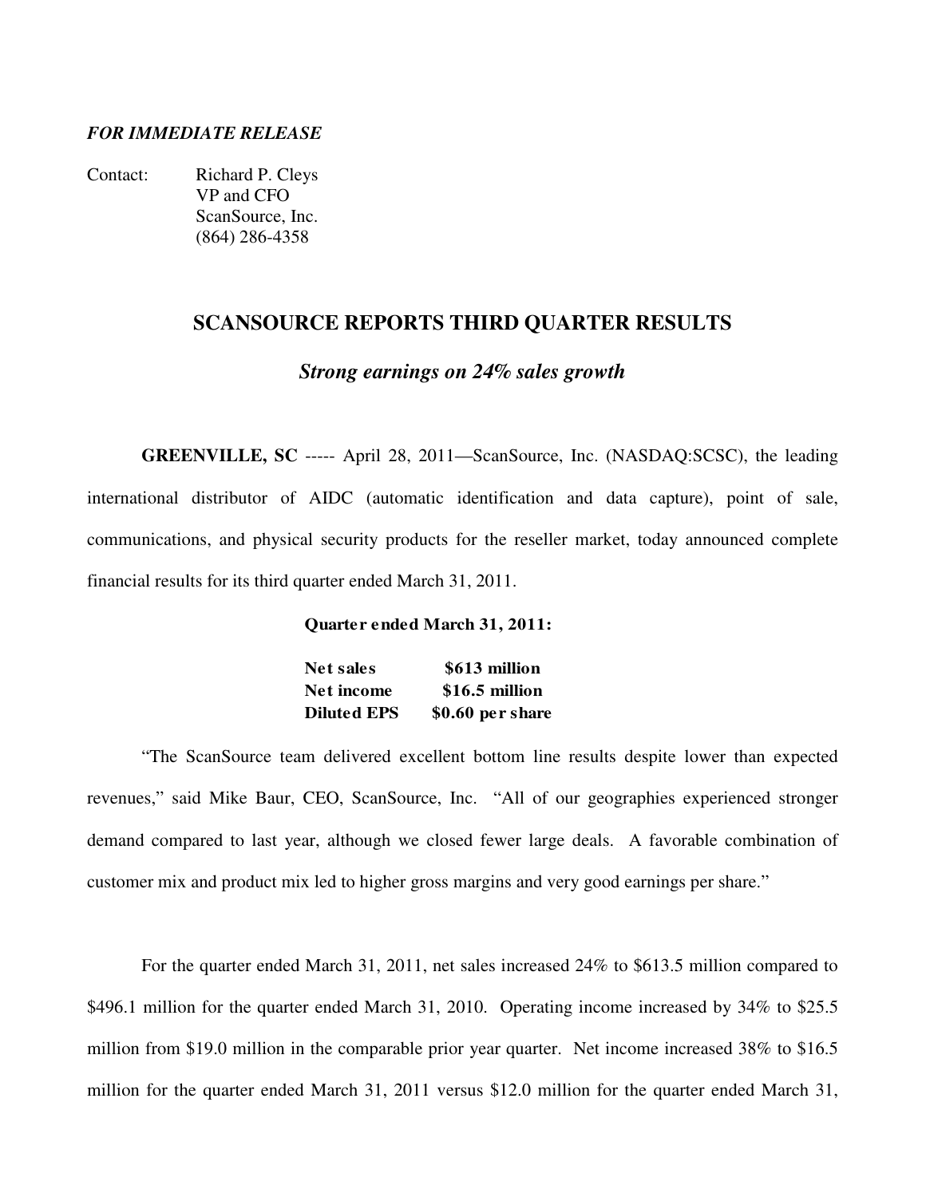***FOR IMMEDIATE RELEASE***

Contact: Richard P. Cleys
VP and CFO
ScanSource, Inc.
(864) 286-4358

## SCANSOURCE REPORTS THIRD QUARTER RESULTS

### *Strong earnings on 24% sales growth*

**GREENVILLE, SC** ----- April 28, 2011—ScanSource, Inc. (NASDAQ:SCSC), the leading international distributor of AIDC (automatic identification and data capture), point of sale, communications, and physical security products for the reseller market, today announced complete financial results for its third quarter ended March 31, 2011.

**Quarter ended March 31, 2011:**

| | |
|---|---|
| **Net sales** | **\$613 million** |
| **Net income** | **\$16.5 million** |
| **Diluted EPS** | **\$0.60 per share** |

"The ScanSource team delivered excellent bottom line results despite lower than expected revenues," said Mike Baur, CEO, ScanSource, Inc. "All of our geographies experienced stronger demand compared to last year, although we closed fewer large deals. A favorable combination of customer mix and product mix led to higher gross margins and very good earnings per share."

For the quarter ended March 31, 2011, net sales increased 24% to \$613.5 million compared to \$496.1 million for the quarter ended March 31, 2010. Operating income increased by 34% to \$25.5 million from \$19.0 million in the comparable prior year quarter. Net income increased 38% to \$16.5 million for the quarter ended March 31, 2011 versus \$12.0 million for the quarter ended March 31,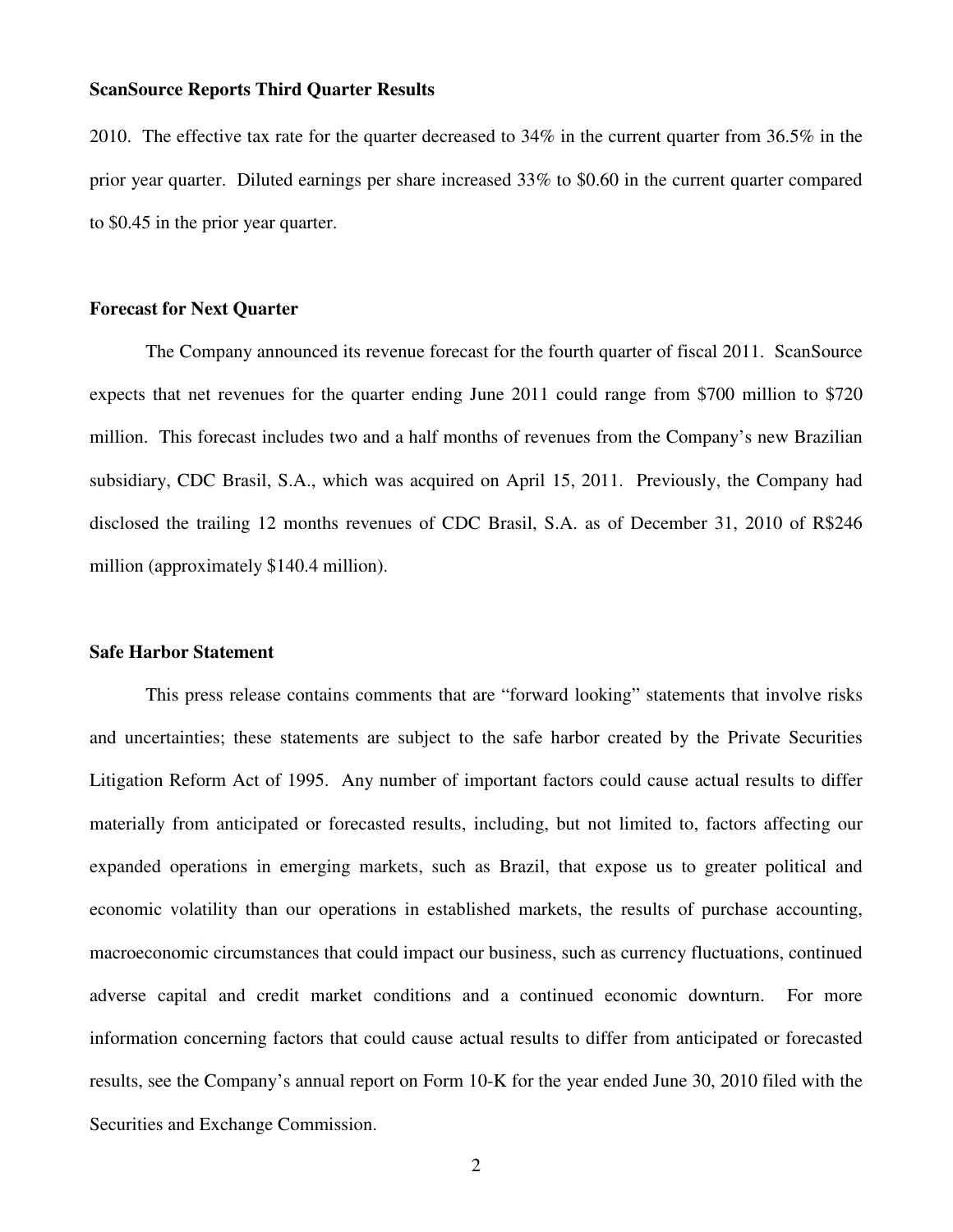2010. The effective tax rate for the quarter decreased to 34% in the current quarter from 36.5% in the prior year quarter. Diluted earnings per share increased 33% to $0.60 in the current quarter compared to $0.45 in the prior year quarter.

**Forecast for Next Quarter**

The Company announced its revenue forecast for the fourth quarter of fiscal 2011. ScanSource expects that net revenues for the quarter ending June 2011 could range from $700 million to $720 million. This forecast includes two and a half months of revenues from the Company's new Brazilian subsidiary, CDC Brasil, S.A., which was acquired on April 15, 2011. Previously, the Company had disclosed the trailing 12 months revenues of CDC Brasil, S.A. as of December 31, 2010 of R$246 million (approximately $140.4 million).

**Safe Harbor Statement**

This press release contains comments that are "forward looking" statements that involve risks and uncertainties; these statements are subject to the safe harbor created by the Private Securities Litigation Reform Act of 1995. Any number of important factors could cause actual results to differ materially from anticipated or forecasted results, including, but not limited to, factors affecting our expanded operations in emerging markets, such as Brazil, that expose us to greater political and economic volatility than our operations in established markets, the results of purchase accounting, macroeconomic circumstances that could impact our business, such as currency fluctuations, continued adverse capital and credit market conditions and a continued economic downturn. For more information concerning factors that could cause actual results to differ from anticipated or forecasted results, see the Company's annual report on Form 10-K for the year ended June 30, 2010 filed with the Securities and Exchange Commission.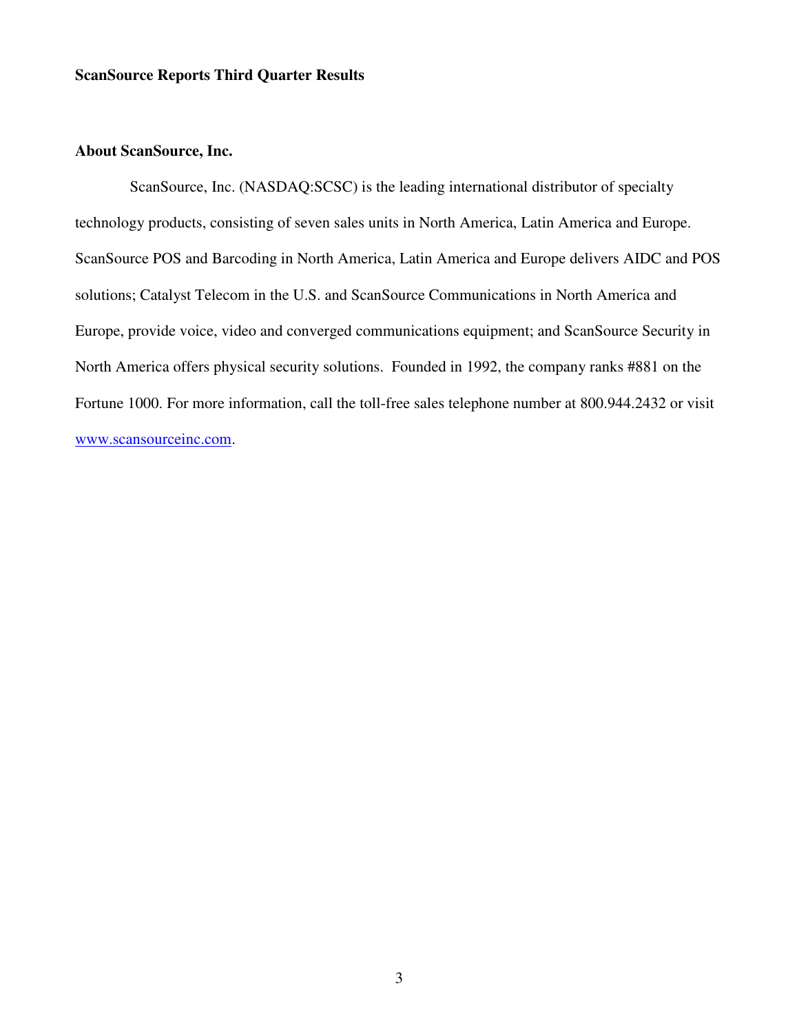**ScanSource Reports Third Quarter Results**

**About ScanSource, Inc.**

ScanSource, Inc. (NASDAQ:SCSC) is the leading international distributor of specialty technology products, consisting of seven sales units in North America, Latin America and Europe. ScanSource POS and Barcoding in North America, Latin America and Europe delivers AIDC and POS solutions; Catalyst Telecom in the U.S. and ScanSource Communications in North America and Europe, provide voice, video and converged communications equipment; and ScanSource Security in North America offers physical security solutions. Founded in 1992, the company ranks #881 on the Fortune 1000. For more information, call the toll-free sales telephone number at 800.944.2432 or visit [www.scansourceinc.com](http://www.scansourceinc.com).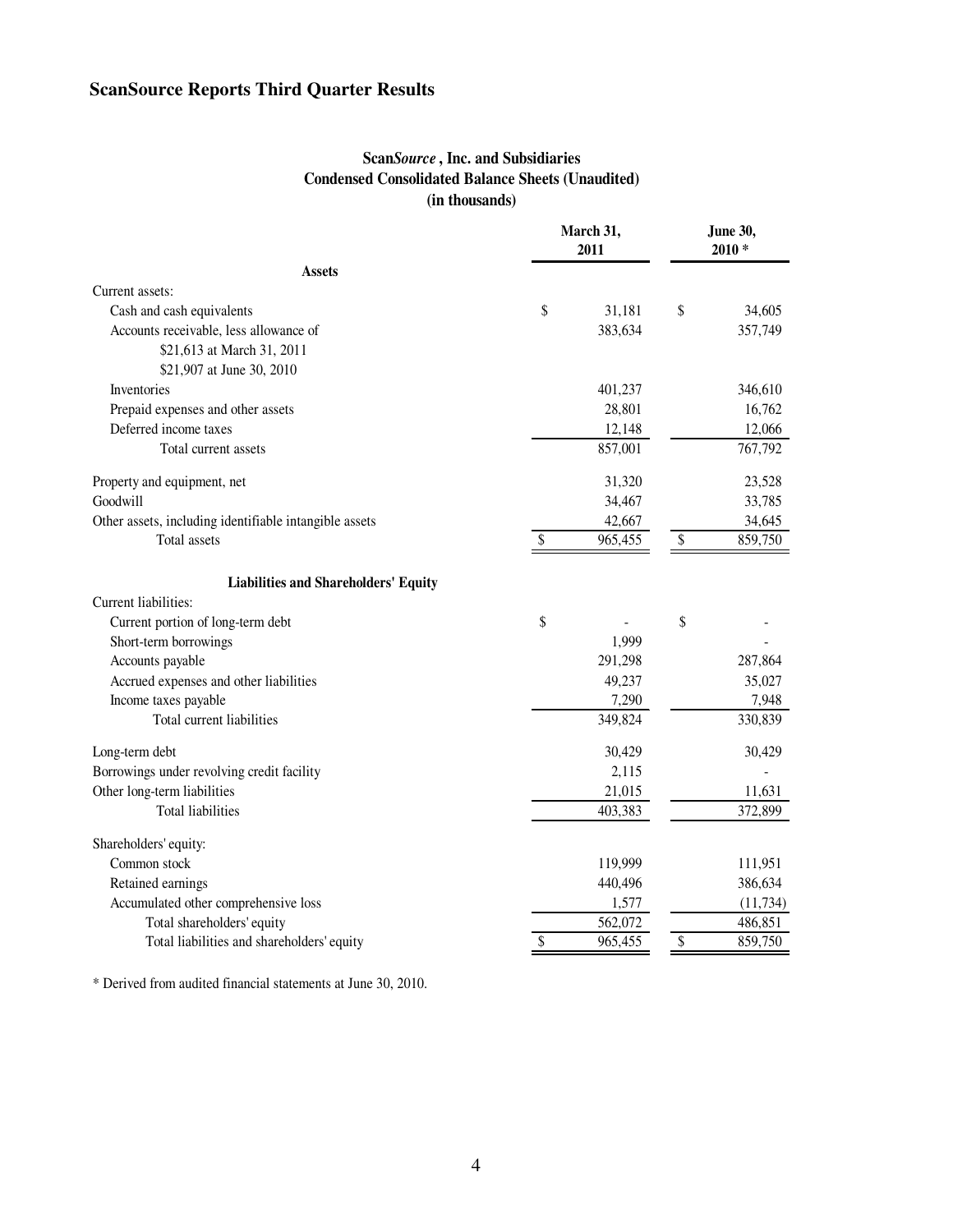# ScanSource Reports Third Quarter Results

**Scan*Source*, Inc. and Subsidiaries**
**Condensed Consolidated Balance Sheets (Unaudited)**
**(in thousands)**

| | March 31, 2011 | June 30, 2010 * |
|---|---|---|
| **Assets** | | |
| Current assets: | | |
| Cash and cash equivalents | $ 31,181 | $ 34,605 |
| Accounts receivable, less allowance of $21,613 at March 31, 2011 $21,907 at June 30, 2010 | 383,634 | 357,749 |
| Inventories | 401,237 | 346,610 |
| Prepaid expenses and other assets | 28,801 | 16,762 |
| Deferred income taxes | 12,148 | 12,066 |
| Total current assets | 857,001 | 767,792 |
| Property and equipment, net | 31,320 | 23,528 |
| Goodwill | 34,467 | 33,785 |
| Other assets, including identifiable intangible assets | 42,667 | 34,645 |
| Total assets | $ 965,455 | $ 859,750 |
| **Liabilities and Shareholders' Equity** | | |
| Current liabilities: | | |
| Current portion of long-term debt | $ - | $ - |
| Short-term borrowings | 1,999 | - |
| Accounts payable | 291,298 | 287,864 |
| Accrued expenses and other liabilities | 49,237 | 35,027 |
| Income taxes payable | 7,290 | 7,948 |
| Total current liabilities | 349,824 | 330,839 |
| Long-term debt | 30,429 | 30,429 |
| Borrowings under revolving credit facility | 2,115 | - |
| Other long-term liabilities | 21,015 | 11,631 |
| Total liabilities | 403,383 | 372,899 |
| Shareholders' equity: | | |
| Common stock | 119,999 | 111,951 |
| Retained earnings | 440,496 | 386,634 |
| Accumulated other comprehensive loss | 1,577 | (11,734) |
| Total shareholders' equity | 562,072 | 486,851 |
| Total liabilities and shareholders' equity | $ 965,455 | $ 859,750 |

* Derived from audited financial statements at June 30, 2010.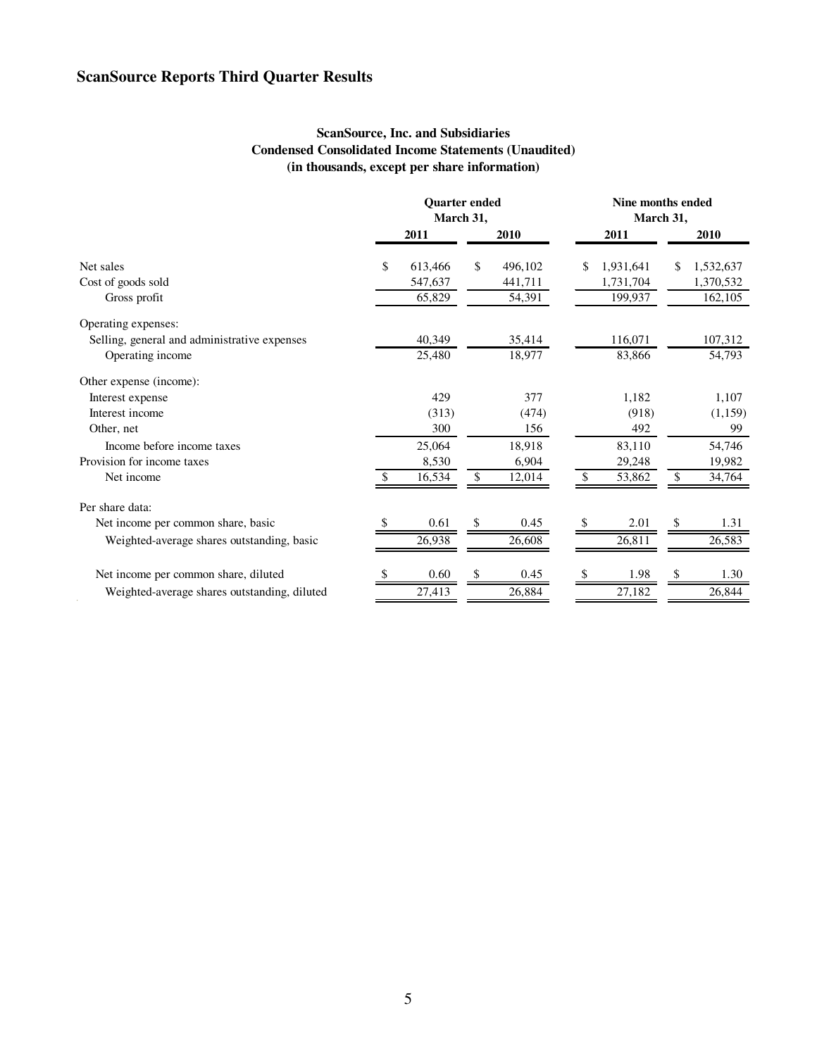# ScanSource Reports Third Quarter Results

**ScanSource, Inc. and Subsidiaries**
**Condensed Consolidated Income Statements (Unaudited)**
**(in thousands, except per share information)**

| | Quarter ended March 31, | | Nine months ended March 31, | |
|---|---|---|---|---|
| | 2011 | 2010 | 2011 | 2010 |
| Net sales | $ 613,466 | $ 496,102 | $ 1,931,641 | $ 1,532,637 |
| Cost of goods sold | 547,637 | 441,711 | 1,731,704 | 1,370,532 |
| Gross profit | 65,829 | 54,391 | 199,937 | 162,105 |
| Operating expenses: | | | | |
| Selling, general and administrative expenses | 40,349 | 35,414 | 116,071 | 107,312 |
| Operating income | 25,480 | 18,977 | 83,866 | 54,793 |
| Other expense (income): | | | | |
| Interest expense | 429 | 377 | 1,182 | 1,107 |
| Interest income | (313) | (474) | (918) | (1,159) |
| Other, net | 300 | 156 | 492 | 99 |
| Income before income taxes | 25,064 | 18,918 | 83,110 | 54,746 |
| Provision for income taxes | 8,530 | 6,904 | 29,248 | 19,982 |
| Net income | $ 16,534 | $ 12,014 | $ 53,862 | $ 34,764 |
| Per share data: | | | | |
| Net income per common share, basic | $ 0.61 | $ 0.45 | $ 2.01 | $ 1.31 |
| Weighted-average shares outstanding, basic | 26,938 | 26,608 | 26,811 | 26,583 |
| Net income per common share, diluted | $ 0.60 | $ 0.45 | $ 1.98 | $ 1.30 |
| Weighted-average shares outstanding, diluted | 27,413 | 26,884 | 27,182 | 26,844 |